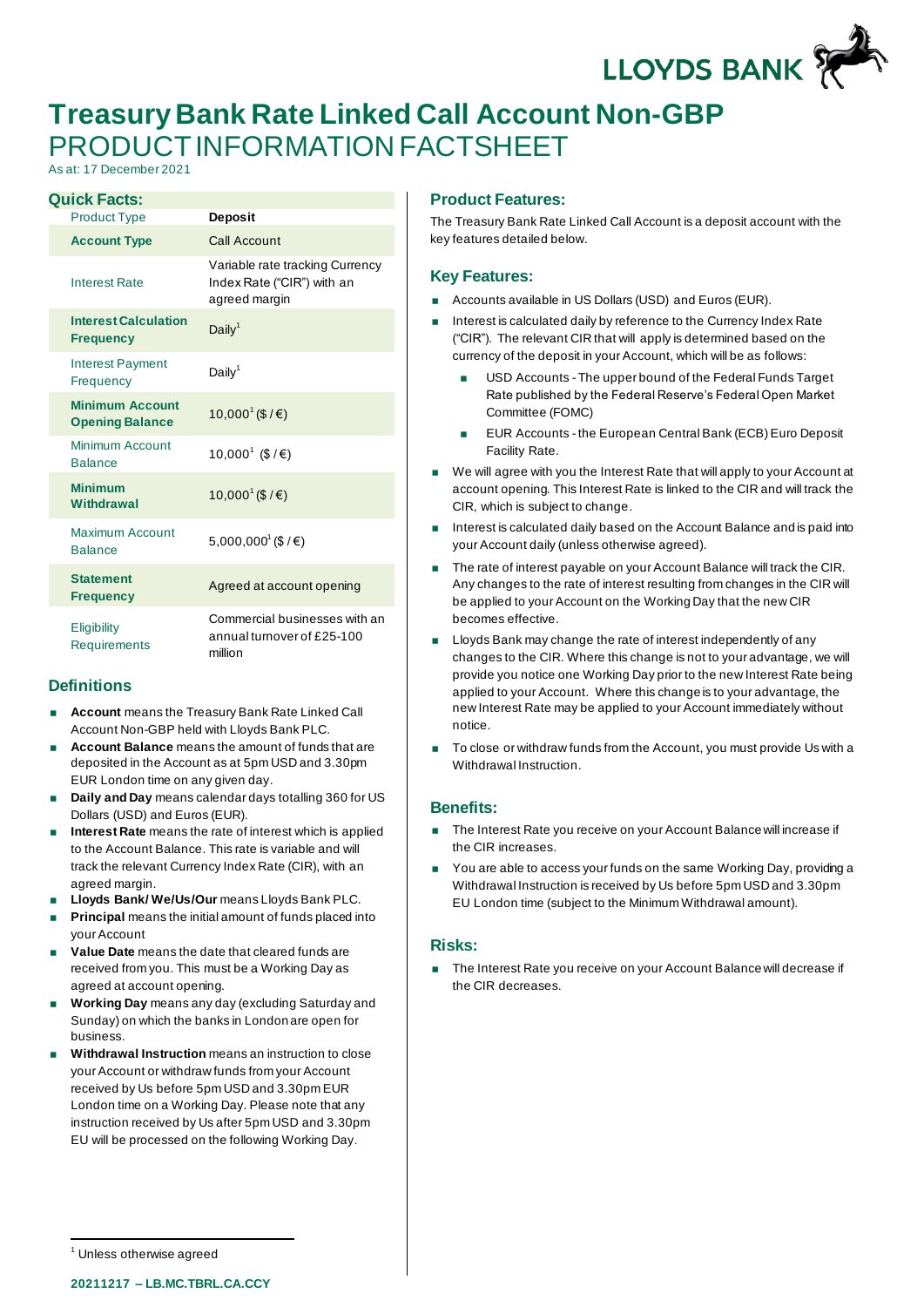# Treasury Bank Rate Linked Call Account Non-GBP

## PRODUCT INFORMATION FACTSHEET

As at: 17 December 2021

### Quick Facts:

| Product Type | **Deposit** |
|---|---|
| **Account Type** | Call Account |
| Interest Rate | Variable rate tracking Currency Index Rate ("CIR") with an agreed margin |
| **Interest Calculation Frequency** | Daily[1] |
| Interest Payment Frequency | Daily[1] |
| **Minimum Account Opening Balance** | 10,000[1] ($ / €) |
| Minimum Account Balance | 10,000[1] ($ / €) |
| **Minimum Withdrawal** | 10,000[1] ($ / €) |
| Maximum Account Balance | 5,000,000[1] ($ / €) |
| **Statement Frequency** | Agreed at account opening |
| Eligibility Requirements | Commercial businesses with an annual turnover of £25-100 million |

### Definitions

- **Account** means the Treasury Bank Rate Linked Call Account Non-GBP held with Lloyds Bank PLC.
- **Account Balance** means the amount of funds that are deposited in the Account as at 5pm USD and 3.30pm EUR London time on any given day.
- **Daily and Day** means calendar days totalling 360 for US Dollars (USD) and Euros (EUR).
- **Interest Rate** means the rate of interest which is applied to the Account Balance. This rate is variable and will track the relevant Currency Index Rate (CIR), with an agreed margin.
- **Lloyds Bank/ We/Us/Our** means Lloyds Bank PLC.
- **Principal** means the initial amount of funds placed into your Account
- **Value Date** means the date that cleared funds are received from you. This must be a Working Day as agreed at account opening.
- **Working Day** means any day (excluding Saturday and Sunday) on which the banks in London are open for business.
- **Withdrawal Instruction** means an instruction to close your Account or withdraw funds from your Account received by Us before 5pm USD and 3.30pm EUR London time on a Working Day. Please note that any instruction received by Us after 5pm USD and 3.30pm EU will be processed on the following Working Day.

### Product Features:

The Treasury Bank Rate Linked Call Account is a deposit account with the key features detailed below.

### Key Features:

- Accounts available in US Dollars (USD) and Euros (EUR).
- Interest is calculated daily by reference to the Currency Index Rate ("CIR"). The relevant CIR that will apply is determined based on the currency of the deposit in your Account, which will be as follows:
  - USD Accounts - The upper bound of the Federal Funds Target Rate published by the Federal Reserve's Federal Open Market Committee (FOMC)
  - EUR Accounts - the European Central Bank (ECB) Euro Deposit Facility Rate.
- We will agree with you the Interest Rate that will apply to your Account at account opening. This Interest Rate is linked to the CIR and will track the CIR, which is subject to change.
- Interest is calculated daily based on the Account Balance and is paid into your Account daily (unless otherwise agreed).
- The rate of interest payable on your Account Balance will track the CIR. Any changes to the rate of interest resulting from changes in the CIR will be applied to your Account on the Working Day that the new CIR becomes effective.
- Lloyds Bank may change the rate of interest independently of any changes to the CIR. Where this change is not to your advantage, we will provide you notice one Working Day prior to the new Interest Rate being applied to your Account. Where this change is to your advantage, the new Interest Rate may be applied to your Account immediately without notice.
- To close or withdraw funds from the Account, you must provide Us with a Withdrawal Instruction.

### Benefits:

- The Interest Rate you receive on your Account Balance will increase if the CIR increases.
- You are able to access your funds on the same Working Day, providing a Withdrawal Instruction is received by Us before 5pm USD and 3.30pm EU London time (subject to the Minimum Withdrawal amount).

### Risks:

- The Interest Rate you receive on your Account Balance will decrease if the CIR decreases.

[1] Unless otherwise agreed

20211217 – LB.MC.TBRL.CA.CCY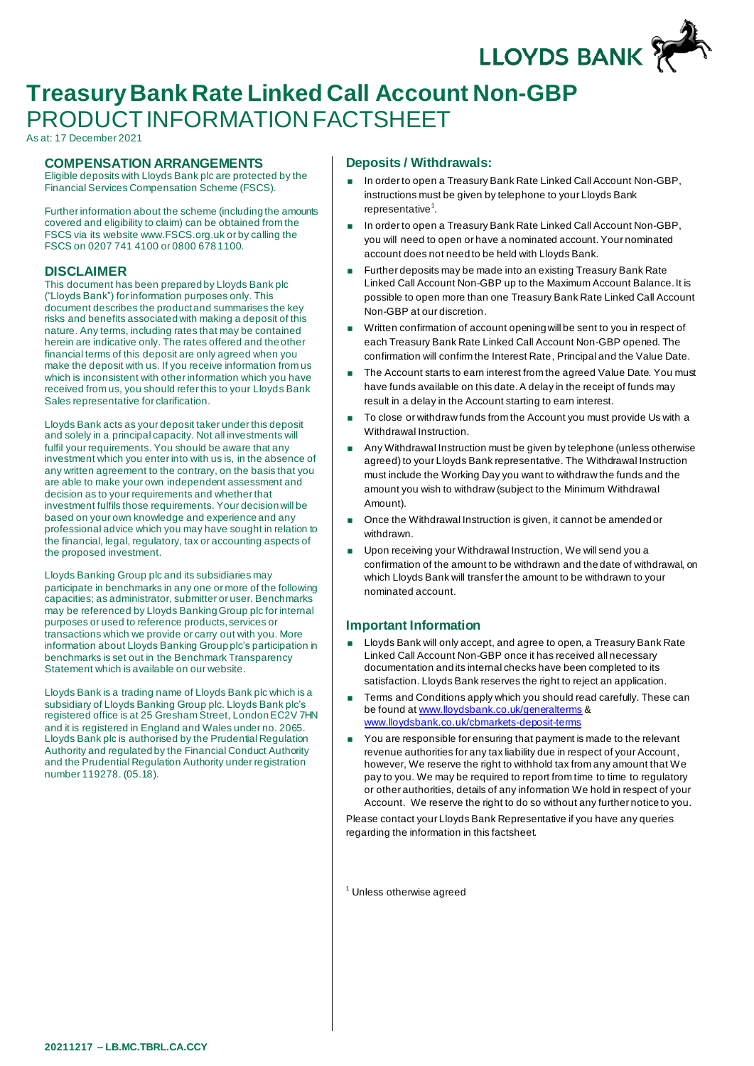# Treasury Bank Rate Linked Call Account Non-GBP

# PRODUCT INFORMATION FACTSHEET

As at: 17 December 2021

## COMPENSATION ARRANGEMENTS

Eligible deposits with Lloyds Bank plc are protected by the Financial Services Compensation Scheme (FSCS).

Further information about the scheme (including the amounts covered and eligibility to claim) can be obtained from the FSCS via its website www.FSCS.org.uk or by calling the FSCS on 0207 741 4100 or 0800 678 1100.

## DISCLAIMER

This document has been prepared by Lloyds Bank plc ("Lloyds Bank") for information purposes only. This document describes the product and summarises the key risks and benefits associated with making a deposit of this nature. Any terms, including rates that may be contained herein are indicative only. The rates offered and the other financial terms of this deposit are only agreed when you make the deposit with us. If you receive information from us which is inconsistent with other information which you have received from us, you should refer this to your Lloyds Bank Sales representative for clarification.

Lloyds Bank acts as your deposit taker under this deposit and solely in a principal capacity. Not all investments will fulfil your requirements. You should be aware that any investment which you enter into with us is, in the absence of any written agreement to the contrary, on the basis that you are able to make your own independent assessment and decision as to your requirements and whether that investment fulfils those requirements. Your decision will be based on your own knowledge and experience and any professional advice which you may have sought in relation to the financial, legal, regulatory, tax or accounting aspects of the proposed investment.

Lloyds Banking Group plc and its subsidiaries may participate in benchmarks in any one or more of the following capacities; as administrator, submitter or user. Benchmarks may be referenced by Lloyds Banking Group plc for internal purposes or used to reference products, services or transactions which we provide or carry out with you. More information about Lloyds Banking Group plc's participation in benchmarks is set out in the Benchmark Transparency Statement which is available on our website.

Lloyds Bank is a trading name of Lloyds Bank plc which is a subsidiary of Lloyds Banking Group plc. Lloyds Bank plc's registered office is at 25 Gresham Street, London EC2V 7HN and it is registered in England and Wales under no. 2065. Lloyds Bank plc is authorised by the Prudential Regulation Authority and regulated by the Financial Conduct Authority and the Prudential Regulation Authority under registration number 119278. (05.18).

## Deposits / Withdrawals:

- In order to open a Treasury Bank Rate Linked Call Account Non-GBP, instructions must be given by telephone to your Lloyds Bank representative[1].
- In order to open a Treasury Bank Rate Linked Call Account Non-GBP, you will need to open or have a nominated account. Your nominated account does not need to be held with Lloyds Bank.
- Further deposits may be made into an existing Treasury Bank Rate Linked Call Account Non-GBP up to the Maximum Account Balance. It is possible to open more than one Treasury Bank Rate Linked Call Account Non-GBP at our discretion.
- Written confirmation of account opening will be sent to you in respect of each Treasury Bank Rate Linked Call Account Non-GBP opened. The confirmation will confirm the Interest Rate, Principal and the Value Date.
- The Account starts to earn interest from the agreed Value Date. You must have funds available on this date. A delay in the receipt of funds may result in a delay in the Account starting to earn interest.
- To close or withdraw funds from the Account you must provide Us with a Withdrawal Instruction.
- Any Withdrawal Instruction must be given by telephone (unless otherwise agreed) to your Lloyds Bank representative. The Withdrawal Instruction must include the Working Day you want to withdraw the funds and the amount you wish to withdraw (subject to the Minimum Withdrawal Amount).
- Once the Withdrawal Instruction is given, it cannot be amended or withdrawn.
- Upon receiving your Withdrawal Instruction, We will send you a confirmation of the amount to be withdrawn and the date of withdrawal, on which Lloyds Bank will transfer the amount to be withdrawn to your nominated account.

## Important Information

- Lloyds Bank will only accept, and agree to open, a Treasury Bank Rate Linked Call Account Non-GBP once it has received all necessary documentation and its internal checks have been completed to its satisfaction. Lloyds Bank reserves the right to reject an application.
- Terms and Conditions apply which you should read carefully. These can be found at www.lloydsbank.co.uk/generalterms & www.lloydsbank.co.uk/cbmarkets-deposit-terms
- You are responsible for ensuring that payment is made to the relevant revenue authorities for any tax liability due in respect of your Account, however, We reserve the right to withhold tax from any amount that We pay to you. We may be required to report from time to time to regulatory or other authorities, details of any information We hold in respect of your Account. We reserve the right to do so without any further notice to you.

Please contact your Lloyds Bank Representative if you have any queries regarding the information in this factsheet.

[1] Unless otherwise agreed

20211217 – LB.MC.TBRL.CA.CCY